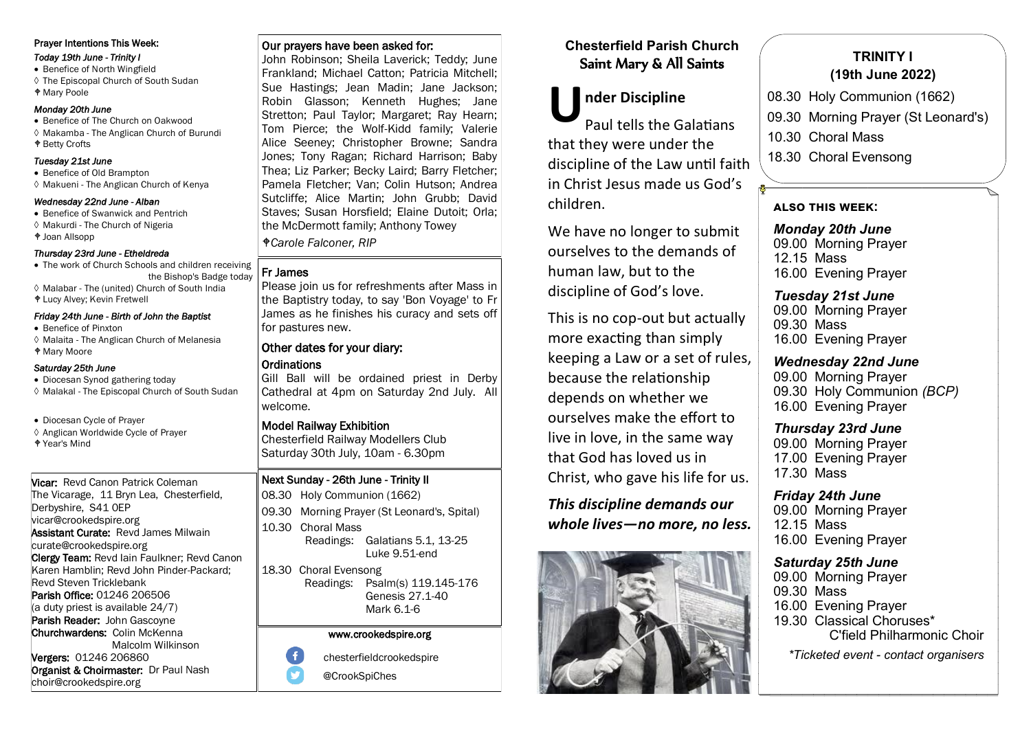## Prayer Intentions This Week:

*Today 19th June - Trinity I*

- Benefice of North Wingfield
- ◊ The Episcopal Church of South Sudan
- ✟ Mary Poole

*Monday 20th June*

- Benefice of The Church on Oakwood
- ◊ Makamba - The Anglican Church of Burundi
- ✟ Betty Crofts

*Tuesday 21st June*

- Benefice of Old Brampton
- ◊ Makueni - The Anglican Church of Kenya

*Wednesday 22nd June - Alban*

- Benefice of Swanwick and Pentrich
- ◊ Makurdi - The Church of Nigeria
- ✟ Joan Allsopp

*Thursday 23rd June - Etheldreda*

- The work of Church Schools and children receiving the Bishop's Badge today
- ◊ Malabar - The (united) Church of South India
- ✟ Lucy Alvey; Kevin Fretwell

*Friday 24th June - Birth of John the Baptist*

- Benefice of Pinxton
- ◊ Malaita - The Anglican Church of Melanesia
- ✟ Mary Moore

*Saturday 25th June*

- Diocesan Synod gathering today
- ◊ Malakal - The Episcopal Church of South Sudan

- Diocesan Cycle of Prayer
- ◊ Anglican Worldwide Cycle of Prayer
- ✟ Year's Mind

**Vicar:** Revd Canon Patrick Coleman
The Vicarage, 11 Bryn Lea, Chesterfield, Derbyshire, S41 0EP
vicar@crookedspire.org
**Assistant Curate:** Revd James Milwain
curate@crookedspire.org
**Clergy Team:** Revd Iain Faulkner; Revd Canon Karen Hamblin; Revd John Pinder-Packard; Revd Steven Tricklebank
**Parish Office:** 01246 206506
(a duty priest is available 24/7)
**Parish Reader:** John Gascoyne
**Churchwardens:** Colin McKenna
Malcolm Wilkinson
**Vergers:** 01246 206860
**Organist & Choirmaster:** Dr Paul Nash
choir@crookedspire.org

## Our prayers have been asked for:

John Robinson; Sheila Laverick; Teddy; June Frankland; Michael Catton; Patricia Mitchell; Sue Hastings; Jean Madin; Jane Jackson; Robin Glasson; Kenneth Hughes; Jane Stretton; Paul Taylor; Margaret; Ray Hearn; Tom Pierce; the Wolf-Kidd family; Valerie Alice Seeney; Christopher Browne; Sandra Jones; Tony Ragan; Richard Harrison; Baby Thea; Liz Parker; Becky Laird; Barry Fletcher; Pamela Fletcher; Van; Colin Hutson; Andrea Sutcliffe; Alice Martin; John Grubb; David Staves; Susan Horsfield; Elaine Dutoit; Orla; the McDermott family; Anthony Towey

✟*Carole Falconer, RIP*

## Fr James

Please join us for refreshments after Mass in the Baptistry today, to say 'Bon Voyage' to Fr James as he finishes his curacy and sets off for pastures new.

## Other dates for your diary:

**Ordinations**
Gill Ball will be ordained priest in Derby Cathedral at 4pm on Saturday 2nd July. All welcome.

**Model Railway Exhibition**
Chesterfield Railway Modellers Club
Saturday 30th July, 10am - 6.30pm

## Next Sunday - 26th June - Trinity II

08.30 Holy Communion (1662)
09.30 Morning Prayer (St Leonard's, Spital)
10.30 Choral Mass
Readings: Galatians 5.1, 13-25
Luke 9.51-end
18.30 Choral Evensong
Readings: Psalm(s) 119.145-176
Genesis 27.1-40
Mark 6.1-6

www.crookedspire.org
chesterfieldcrookedspire
@CrookSpiChes

# Chesterfield Parish Church
## Saint Mary & All Saints

### Under Discipline

Paul tells the Galatians that they were under the discipline of the Law until faith in Christ Jesus made us God's children.

We have no longer to submit ourselves to the demands of human law, but to the discipline of God's love.

This is no cop-out but actually more exacting than simply keeping a Law or a set of rules, because the relationship depends on whether we ourselves make the effort to live in love, in the same way that God has loved us in Christ, who gave his life for us.

***This discipline demands our whole lives—no more, no less.***

## TRINITY I
## (19th June 2022)

08.30 Holy Communion (1662)
09.30 Morning Prayer (St Leonard's)
10.30 Choral Mass
18.30 Choral Evensong

### ALSO THIS WEEK:

***Monday 20th June***
09.00 Morning Prayer
12.15 Mass
16.00 Evening Prayer

***Tuesday 21st June***
09.00 Morning Prayer
09.30 Mass
16.00 Evening Prayer

***Wednesday 22nd June***
09.00 Morning Prayer
09.30 Holy Communion *(BCP)*
16.00 Evening Prayer

***Thursday 23rd June***
09.00 Morning Prayer
17.00 Evening Prayer
17.30 Mass

***Friday 24th June***
09.00 Morning Prayer
12.15 Mass
16.00 Evening Prayer

***Saturday 25th June***
09.00 Morning Prayer
09.30 Mass
16.00 Evening Prayer
19.30 Classical Choruses*
C'field Philharmonic Choir

*\*Ticketed event - contact organisers*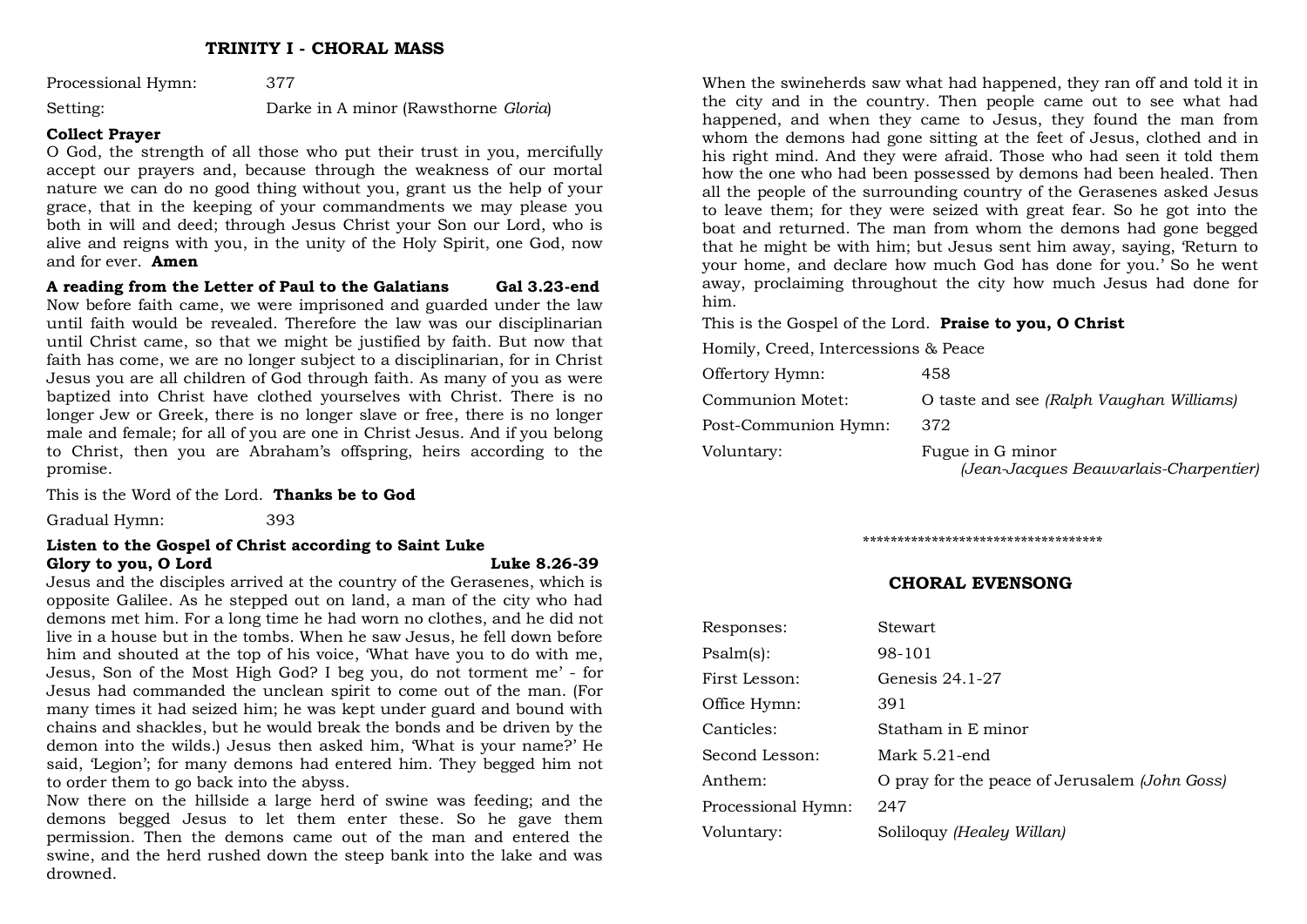## TRINITY I - CHORAL MASS

| | |
|---|---|
| Processional Hymn: | 377 |
| Setting: | Darke in A minor (Rawsthorne *Gloria*) |

**Collect Prayer**

O God, the strength of all those who put their trust in you, mercifully accept our prayers and, because through the weakness of our mortal nature we can do no good thing without you, grant us the help of your grace, that in the keeping of your commandments we may please you both in will and deed; through Jesus Christ your Son our Lord, who is alive and reigns with you, in the unity of the Holy Spirit, one God, now and for ever. **Amen**

**A reading from the Letter of Paul to the Galatians — Gal 3.23-end**

Now before faith came, we were imprisoned and guarded under the law until faith would be revealed. Therefore the law was our disciplinarian until Christ came, so that we might be justified by faith. But now that faith has come, we are no longer subject to a disciplinarian, for in Christ Jesus you are all children of God through faith. As many of you as were baptized into Christ have clothed yourselves with Christ. There is no longer Jew or Greek, there is no longer slave or free, there is no longer male and female; for all of you are one in Christ Jesus. And if you belong to Christ, then you are Abraham's offspring, heirs according to the promise.

This is the Word of the Lord. **Thanks be to God**

Gradual Hymn: 393

**Listen to the Gospel of Christ according to Saint Luke**
**Glory to you, O Lord — Luke 8.26-39**

Jesus and the disciples arrived at the country of the Gerasenes, which is opposite Galilee. As he stepped out on land, a man of the city who had demons met him. For a long time he had worn no clothes, and he did not live in a house but in the tombs. When he saw Jesus, he fell down before him and shouted at the top of his voice, 'What have you to do with me, Jesus, Son of the Most High God? I beg you, do not torment me' - for Jesus had commanded the unclean spirit to come out of the man. (For many times it had seized him; he was kept under guard and bound with chains and shackles, but he would break the bonds and be driven by the demon into the wilds.) Jesus then asked him, 'What is your name?' He said, 'Legion'; for many demons had entered him. They begged him not to order them to go back into the abyss.

Now there on the hillside a large herd of swine was feeding; and the demons begged Jesus to let them enter these. So he gave them permission. Then the demons came out of the man and entered the swine, and the herd rushed down the steep bank into the lake and was drowned.

When the swineherds saw what had happened, they ran off and told it in the city and in the country. Then people came out to see what had happened, and when they came to Jesus, they found the man from whom the demons had gone sitting at the feet of Jesus, clothed and in his right mind. And they were afraid. Those who had seen it told them how the one who had been possessed by demons had been healed. Then all the people of the surrounding country of the Gerasenes asked Jesus to leave them; for they were seized with great fear. So he got into the boat and returned. The man from whom the demons had gone begged that he might be with him; but Jesus sent him away, saying, 'Return to your home, and declare how much God has done for you.' So he went away, proclaiming throughout the city how much Jesus had done for him.

This is the Gospel of the Lord. **Praise to you, O Christ**

Homily, Creed, Intercessions & Peace

| | |
|---|---|
| Offertory Hymn: | 458 |
| Communion Motet: | O taste and see *(Ralph Vaughan Williams)* |
| Post-Communion Hymn: | 372 |
| Voluntary: | Fugue in G minor *(Jean-Jacques Beauvarlais-Charpentier)* |

************************************

## CHORAL EVENSONG

| | |
|---|---|
| Responses: | Stewart |
| Psalm(s): | 98-101 |
| First Lesson: | Genesis 24.1-27 |
| Office Hymn: | 391 |
| Canticles: | Statham in E minor |
| Second Lesson: | Mark 5.21-end |
| Anthem: | O pray for the peace of Jerusalem *(John Goss)* |
| Processional Hymn: | 247 |
| Voluntary: | Soliloquy *(Healey Willan)* |